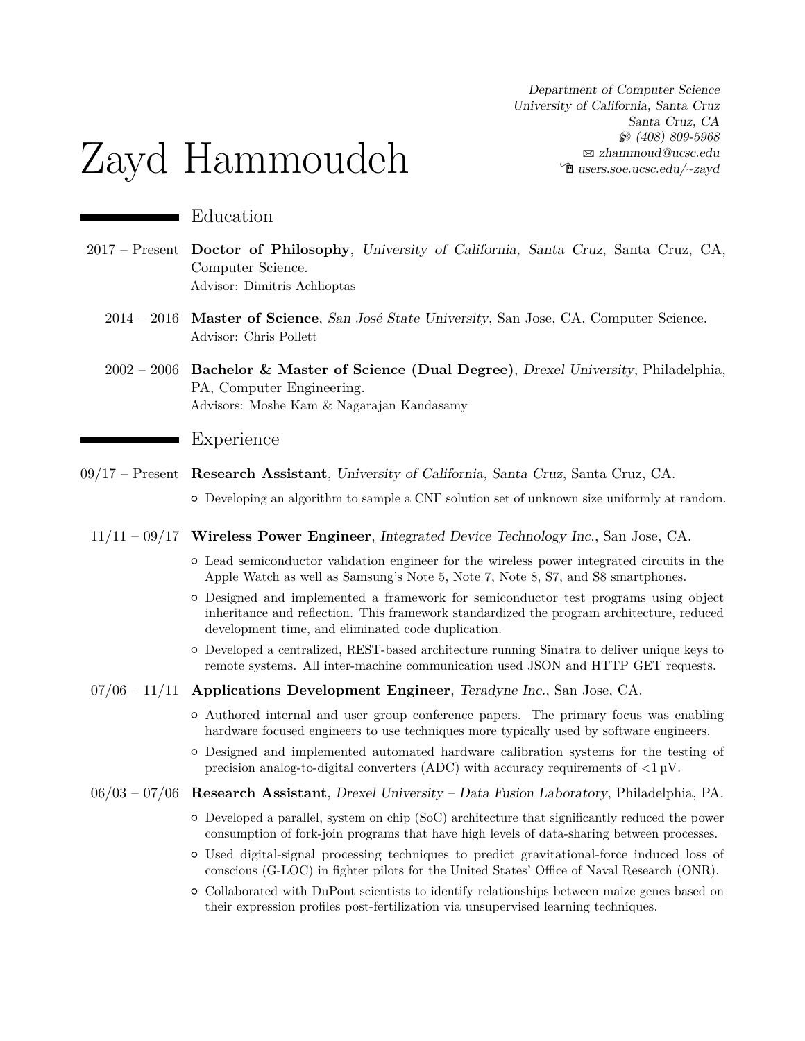# Zayd Hammoudeh

*Department of Computer Science*
*University of California, Santa Cruz*
*Santa Cruz, CA*
*(408) 809-5968*
*zhammoud@ucsc.edu*
*users.soe.ucsc.edu/~zayd*

## Education

2017 – Present **Doctor of Philosophy**, *University of California, Santa Cruz*, Santa Cruz, CA, Computer Science.
Advisor: Dimitris Achlioptas

2014 – 2016 **Master of Science**, *San José State University*, San Jose, CA, Computer Science.
Advisor: Chris Pollett

2002 – 2006 **Bachelor & Master of Science (Dual Degree)**, *Drexel University*, Philadelphia, PA, Computer Engineering.
Advisors: Moshe Kam & Nagarajan Kandasamy

## Experience

09/17 – Present **Research Assistant**, *University of California, Santa Cruz*, Santa Cruz, CA.

- Developing an algorithm to sample a CNF solution set of unknown size uniformly at random.

11/11 – 09/17 **Wireless Power Engineer**, *Integrated Device Technology Inc.*, San Jose, CA.

- Lead semiconductor validation engineer for the wireless power integrated circuits in the Apple Watch as well as Samsung's Note 5, Note 7, Note 8, S7, and S8 smartphones.
- Designed and implemented a framework for semiconductor test programs using object inheritance and reflection. This framework standardized the program architecture, reduced development time, and eliminated code duplication.
- Developed a centralized, REST-based architecture running Sinatra to deliver unique keys to remote systems. All inter-machine communication used JSON and HTTP GET requests.

07/06 – 11/11 **Applications Development Engineer**, *Teradyne Inc.*, San Jose, CA.

- Authored internal and user group conference papers. The primary focus was enabling hardware focused engineers to use techniques more typically used by software engineers.
- Designed and implemented automated hardware calibration systems for the testing of precision analog-to-digital converters (ADC) with accuracy requirements of <1 µV.

06/03 – 07/06 **Research Assistant**, *Drexel University – Data Fusion Laboratory*, Philadelphia, PA.

- Developed a parallel, system on chip (SoC) architecture that significantly reduced the power consumption of fork-join programs that have high levels of data-sharing between processes.
- Used digital-signal processing techniques to predict gravitational-force induced loss of conscious (G-LOC) in fighter pilots for the United States' Office of Naval Research (ONR).
- Collaborated with DuPont scientists to identify relationships between maize genes based on their expression profiles post-fertilization via unsupervised learning techniques.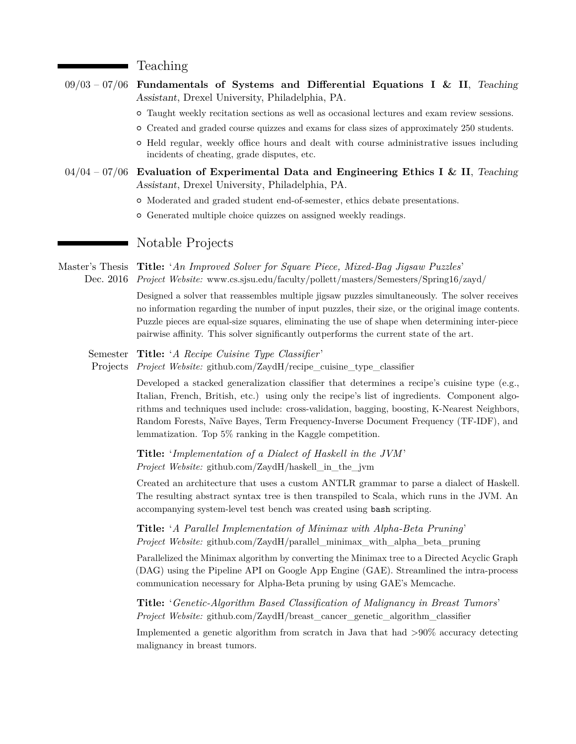## Teaching

09/03 – 07/06 **Fundamentals of Systems and Differential Equations I & II**, *Teaching Assistant*, Drexel University, Philadelphia, PA.

- Taught weekly recitation sections as well as occasional lectures and exam review sessions.
- Created and graded course quizzes and exams for class sizes of approximately 250 students.
- Held regular, weekly office hours and dealt with course administrative issues including incidents of cheating, grade disputes, etc.

04/04 – 07/06 **Evaluation of Experimental Data and Engineering Ethics I & II**, *Teaching Assistant*, Drexel University, Philadelphia, PA.

- Moderated and graded student end-of-semester, ethics debate presentations.
- Generated multiple choice quizzes on assigned weekly readings.

## Notable Projects

Master's Thesis
Dec. 2016

**Title:** '*An Improved Solver for Square Piece, Mixed-Bag Jigsaw Puzzles*'
*Project Website:* www.cs.sjsu.edu/faculty/pollett/masters/Semesters/Spring16/zayd/

Designed a solver that reassembles multiple jigsaw puzzles simultaneously. The solver receives no information regarding the number of input puzzles, their size, or the original image contents. Puzzle pieces are equal-size squares, eliminating the use of shape when determining inter-piece pairwise affinity. This solver significantly outperforms the current state of the art.

Semester Projects

**Title:** '*A Recipe Cuisine Type Classifier*'
*Project Website:* github.com/ZaydH/recipe_cuisine_type_classifier

Developed a stacked generalization classifier that determines a recipe's cuisine type (e.g., Italian, French, British, etc.) using only the recipe's list of ingredients. Component algorithms and techniques used include: cross-validation, bagging, boosting, K-Nearest Neighbors, Random Forests, Naïve Bayes, Term Frequency-Inverse Document Frequency (TF-IDF), and lemmatization. Top 5% ranking in the Kaggle competition.

**Title:** '*Implementation of a Dialect of Haskell in the JVM*'
*Project Website:* github.com/ZaydH/haskell_in_the_jvm

Created an architecture that uses a custom ANTLR grammar to parse a dialect of Haskell. The resulting abstract syntax tree is then transpiled to Scala, which runs in the JVM. An accompanying system-level test bench was created using `bash` scripting.

**Title:** '*A Parallel Implementation of Minimax with Alpha-Beta Pruning*'
*Project Website:* github.com/ZaydH/parallel_minimax_with_alpha_beta_pruning

Parallelized the Minimax algorithm by converting the Minimax tree to a Directed Acyclic Graph (DAG) using the Pipeline API on Google App Engine (GAE). Streamlined the intra-process communication necessary for Alpha-Beta pruning by using GAE's Memcache.

**Title:** '*Genetic-Algorithm Based Classification of Malignancy in Breast Tumors*'
*Project Website:* github.com/ZaydH/breast_cancer_genetic_algorithm_classifier

Implemented a genetic algorithm from scratch in Java that had >90% accuracy detecting malignancy in breast tumors.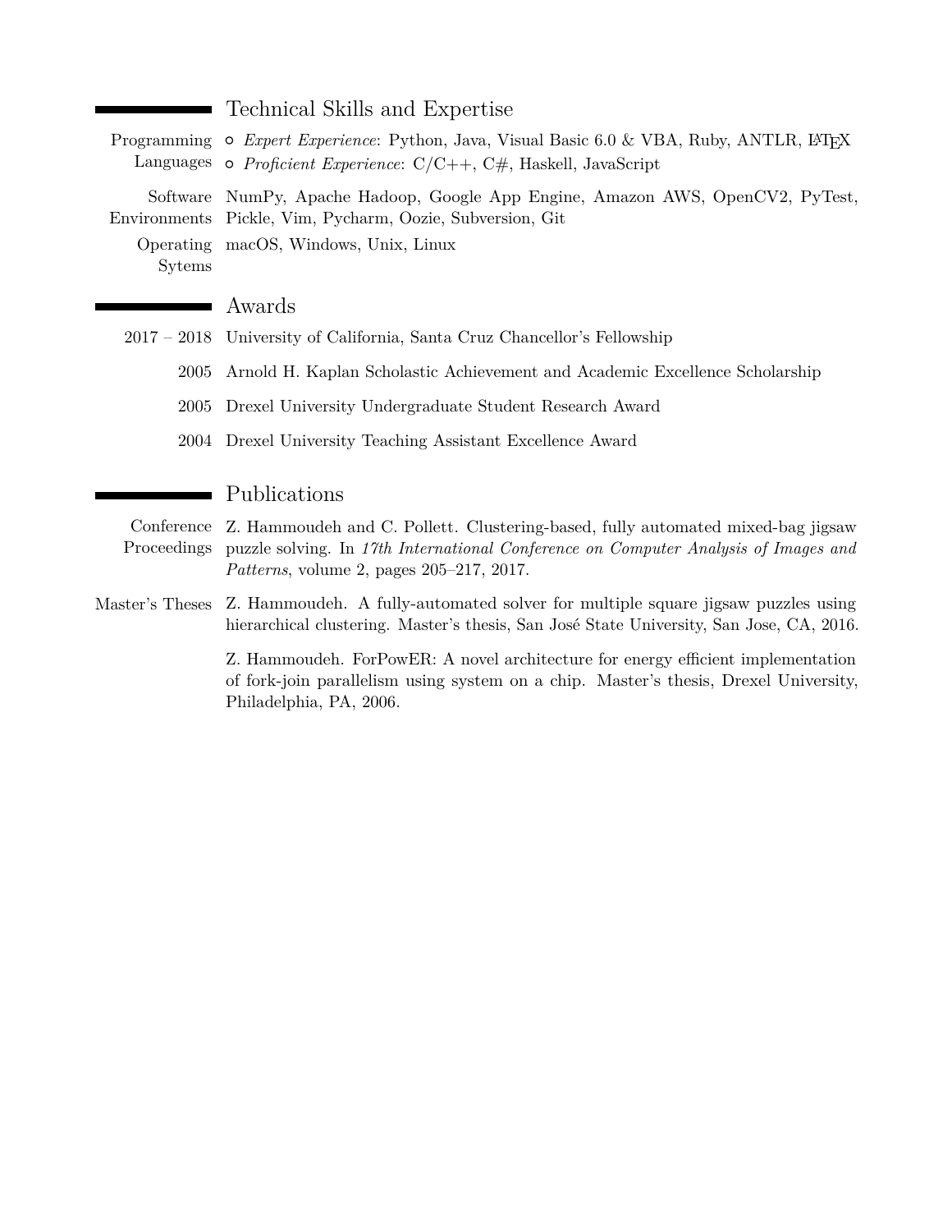## Technical Skills and Expertise

**Programming Languages**
- *Expert Experience*: Python, Java, Visual Basic 6.0 & VBA, Ruby, ANTLR, LaTeX
- *Proficient Experience*: C/C++, C#, Haskell, JavaScript

**Software Environments** NumPy, Apache Hadoop, Google App Engine, Amazon AWS, OpenCV2, PyTest, Pickle, Vim, Pycharm, Oozie, Subversion, Git

**Operating Sytems** macOS, Windows, Unix, Linux

## Awards

| | |
|---|---|
| 2017 – 2018 | University of California, Santa Cruz Chancellor's Fellowship |
| 2005 | Arnold H. Kaplan Scholastic Achievement and Academic Excellence Scholarship |
| 2005 | Drexel University Undergraduate Student Research Award |
| 2004 | Drexel University Teaching Assistant Excellence Award |

## Publications

**Conference Proceedings**

Z. Hammoudeh and C. Pollett. Clustering-based, fully automated mixed-bag jigsaw puzzle solving. In *17th International Conference on Computer Analysis of Images and Patterns*, volume 2, pages 205–217, 2017.

**Master's Theses**

Z. Hammoudeh. A fully-automated solver for multiple square jigsaw puzzles using hierarchical clustering. Master's thesis, San José State University, San Jose, CA, 2016.

Z. Hammoudeh. ForPowER: A novel architecture for energy efficient implementation of fork-join parallelism using system on a chip. Master's thesis, Drexel University, Philadelphia, PA, 2006.